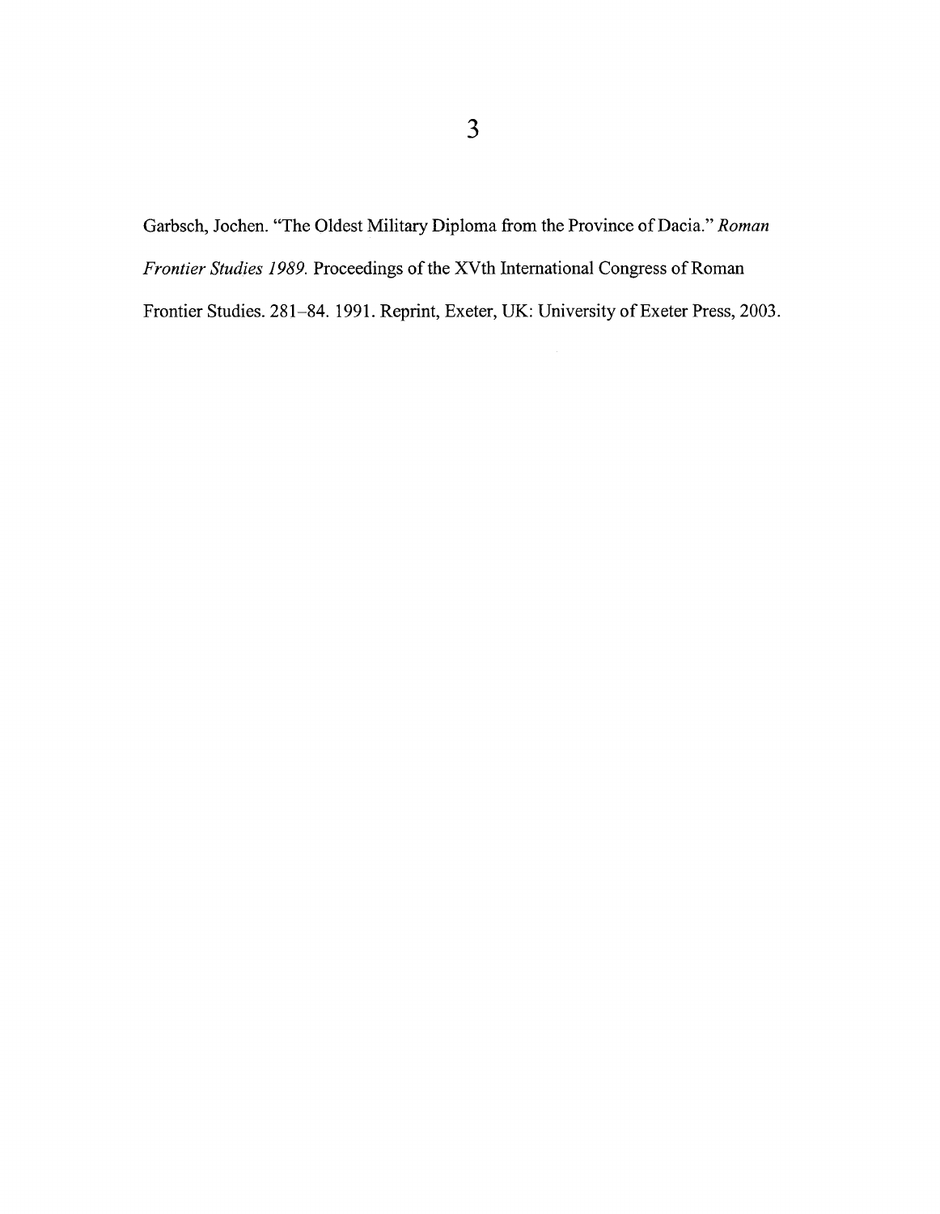Garbsch, Jochen. "The Oldest Military Diploma from the Province of Dacia." *Roman Frontier Studies 1989.* Proceedings of the XVth International Congress of Roman Frontier Studies. 281–84. 1991. Reprint, Exeter, UK: University of Exeter Press, 2003.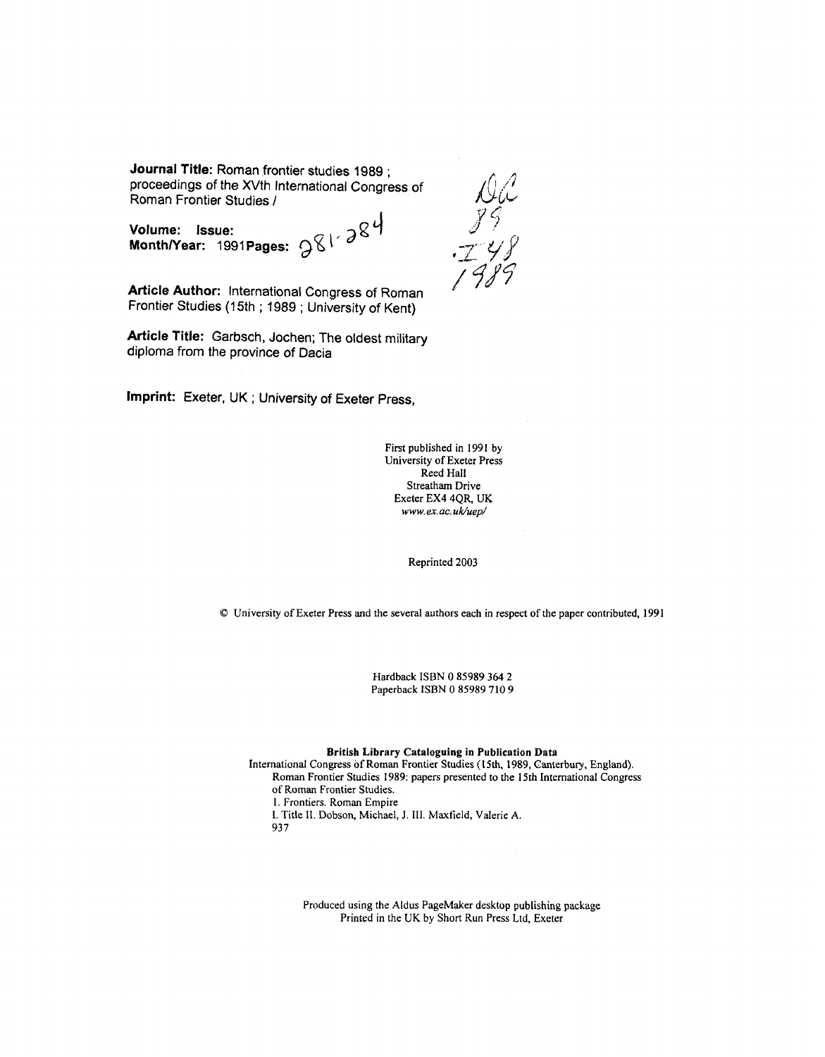**Journal Title:** Roman frontier studies 1989 ; proceedings of the XVth International Congress of Roman Frontier Studies /

**Volume:** **Issue:**
**Month/Year:** 1991 **Pages:** 281-284

DA
89
.I48
1989

**Article Author:** International Congress of Roman Frontier Studies (15th ; 1989 ; University of Kent)

**Article Title:** Garbsch, Jochen; The oldest military diploma from the province of Dacia

**Imprint:** Exeter, UK ; University of Exeter Press,

First published in 1991 by
University of Exeter Press
Reed Hall
Streatham Drive
Exeter EX4 4QR, UK
*www.ex.ac.uk/uep/*

Reprinted 2003

© University of Exeter Press and the several authors each in respect of the paper contributed, 1991

Hardback ISBN 0 85989 364 2
Paperback ISBN 0 85989 710 9

**British Library Cataloguing in Publication Data**

International Congress of Roman Frontier Studies (15th, 1989, Canterbury, England).
Roman Frontier Studies 1989: papers presented to the 15th International Congress of Roman Frontier Studies.
1. Frontiers. Roman Empire
I. Title II. Dobson, Michael, J. III. Maxfield, Valerie A.
937

Produced using the Aldus PageMaker desktop publishing package
Printed in the UK by Short Run Press Ltd, Exeter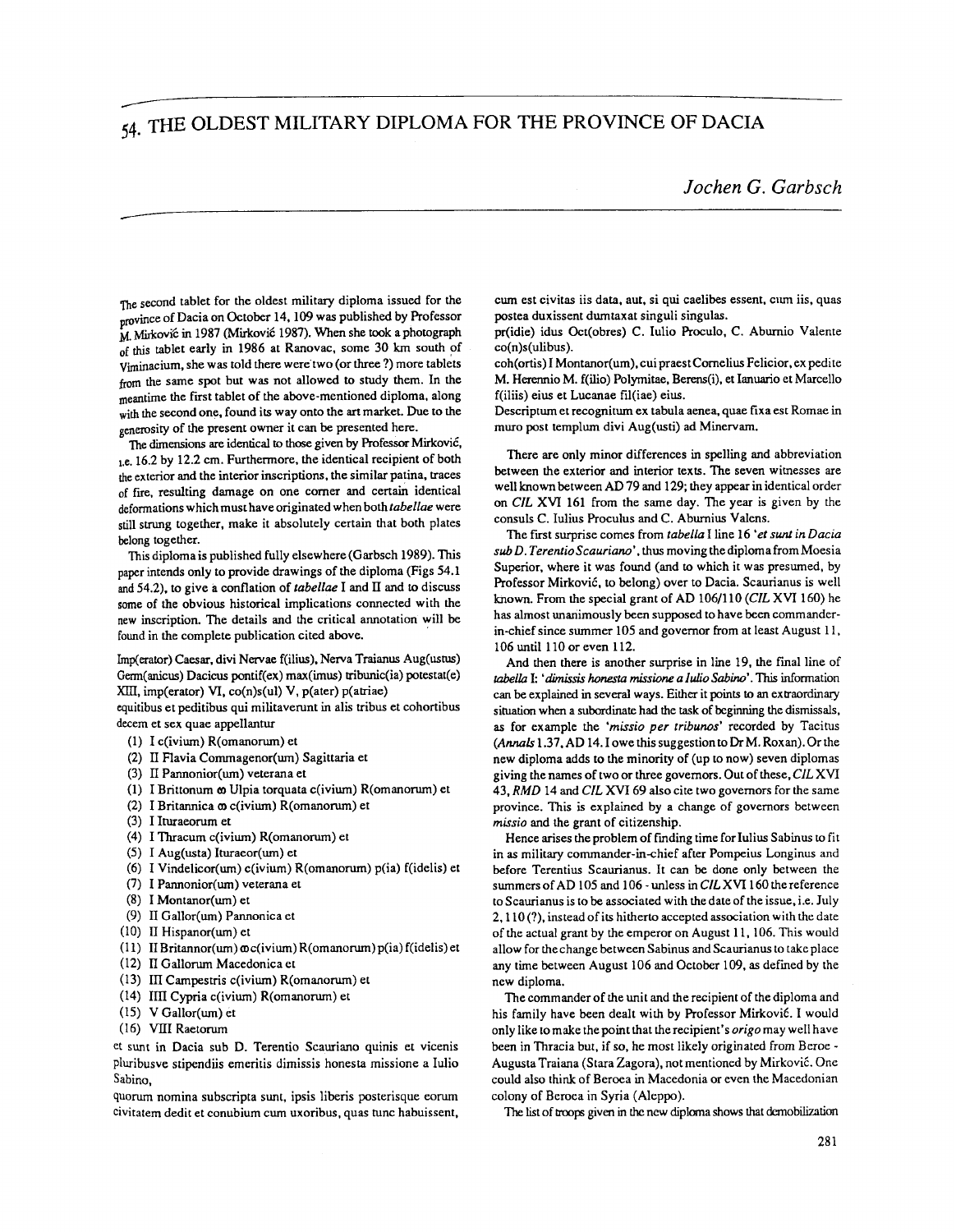# 54. THE OLDEST MILITARY DIPLOMA FOR THE PROVINCE OF DACIA

*Jochen G. Garbsch*

The second tablet for the oldest military diploma issued for the province of Dacia on October 14, 109 was published by Professor M. Mirković in 1987 (Mirković 1987). When she took a photograph of this tablet early in 1986 at Ranovac, some 30 km south of Viminacium, she was told there were two (or three ?) more tablets from the same spot but was not allowed to study them. In the meantime the first tablet of the above-mentioned diploma, along with the second one, found its way onto the art market. Due to the generosity of the present owner it can be presented here.

The dimensions are identical to those given by Professor Mirković, i.e. 16.2 by 12.2 cm. Furthermore, the identical recipient of both the exterior and the interior inscriptions, the similar patina, traces of fire, resulting damage on one corner and certain identical deformations which must have originated when both *tabellae* were still strung together, make it absolutely certain that both plates belong together.

This diploma is published fully elsewhere (Garbsch 1989). This paper intends only to provide drawings of the diploma (Figs 54.1 and 54.2), to give a conflation of *tabellae* I and II and to discuss some of the obvious historical implications connected with the new inscription. The details and the critical annotation will be found in the complete publication cited above.

Imp(erator) Caesar, divi Nervae f(ilius), Nerva Traianus Aug(ustus) Germ(anicus) Dacicus pontif(ex) max(imus) tribunic(ia) potestat(e) XIII, imp(erator) VI, co(n)s(ul) V, p(ater) p(atriae)

equitibus et peditibus qui militaverunt in alis tribus et cohortibus decem et sex quae appellantur

- (1) I c(ivium) R(omanorum) et
- (2) II Flavia Commagenor(um) Sagittaria et
- (3) II Pannonior(um) veterana et
- (1) I Brittonum ∞ Ulpia torquata c(ivium) R(omanorum) et
- (2) I Britannica ∞ c(ivium) R(omanorum) et
- (3) I Ituraeorum et
- (4) I Thracum c(ivium) R(omanorum) et
- (5) I Aug(usta) Ituraeor(um) et
- (6) I Vindelicor(um) c(ivium) R(omanorum) p(ia) f(idelis) et
- (7) I Pannonior(um) veterana et
- (8) I Montanor(um) et
- (9) II Gallor(um) Pannonica et
- (10) II Hispanor(um) et
- (11) II Britannor(um) ∞ c(ivium) R(omanorum) p(ia) f(idelis) et
- (12) II Gallorum Macedonica et
- (13) III Campestris c(ivium) R(omanorum) et
- (14) IIII Cypria c(ivium) R(omanorum) et
- (15) V Gallor(um) et
- (16) VIII Raetorum

et sunt in Dacia sub D. Terentio Scauriano quinis et vicenis pluribusve stipendiis emeritis dimissis honesta missione a Iulio Sabino,

quorum nomina subscripta sunt, ipsis liberis posterisque eorum civitatem dedit et conubium cum uxoribus, quas tunc habuissent, cum est civitas iis data, aut, si qui caelibes essent, cum iis, quas postea duxissent dumtaxat singuli singulas.

pr(idie) idus Oct(obres) C. Iulio Proculo, C. Aburnio Valente co(n)s(ulibus).

coh(ortis) I Montanor(um), cui praest Cornelius Felicior, ex pedite M. Herennio M. f(ilio) Polymitae, Berens(i), et Ianuario et Marcello f(iliis) eius et Lucanae fil(iae) eius.

Descriptum et recognitum ex tabula aenea, quae fixa est Romae in muro post templum divi Aug(usti) ad Minervam.

There are only minor differences in spelling and abbreviation between the exterior and interior texts. The seven witnesses are well known between AD 79 and 129; they appear in identical order on *CIL* XVI 161 from the same day. The year is given by the consuls C. Iulius Proculus and C. Aburnius Valens.

The first surprise comes from *tabella* I line 16 '*et sunt in Dacia sub D. Terentio Scauriano*', thus moving the diploma from Moesia Superior, where it was found (and to which it was presumed, by Professor Mirković, to belong) over to Dacia. Scaurianus is well known. From the special grant of AD 106/110 (*CIL* XVI 160) he has almost unanimously been supposed to have been commander-in-chief since summer 105 and governor from at least August 11, 106 until 110 or even 112.

And then there is another surprise in line 19, the final line of *tabella* I: '*dimissis honesta missione a Iulio Sabino*'. This information can be explained in several ways. Either it points to an extraordinary situation when a subordinate had the task of beginning the dismissals, as for example the '*missio per tribunos*' recorded by Tacitus (*Annals* 1.37, AD 14. I owe this suggestion to Dr M. Roxan). Or the new diploma adds to the minority of (up to now) seven diplomas giving the names of two or three governors. Out of these, *CIL* XVI 43, *RMD* 14 and *CIL* XVI 69 also cite two governors for the same province. This is explained by a change of governors between *missio* and the grant of citizenship.

Hence arises the problem of finding time for Iulius Sabinus to fit in as military commander-in-chief after Pompeius Longinus and before Terentius Scaurianus. It can be done only between the summers of AD 105 and 106 - unless in *CIL* XVI 160 the reference to Scaurianus is to be associated with the date of the issue, i.e. July 2, 110 (?), instead of its hitherto accepted association with the date of the actual grant by the emperor on August 11, 106. This would allow for the change between Sabinus and Scaurianus to take place any time between August 106 and October 109, as defined by the new diploma.

The commander of the unit and the recipient of the diploma and his family have been dealt with by Professor Mirković. I would only like to make the point that the recipient's *origo* may well have been in Thracia but, if so, he most likely originated from Beroe - Augusta Traiana (Stara Zagora), not mentioned by Mirković. One could also think of Beroea in Macedonia or even the Macedonian colony of Beroea in Syria (Aleppo).

The list of troops given in the new diploma shows that demobilization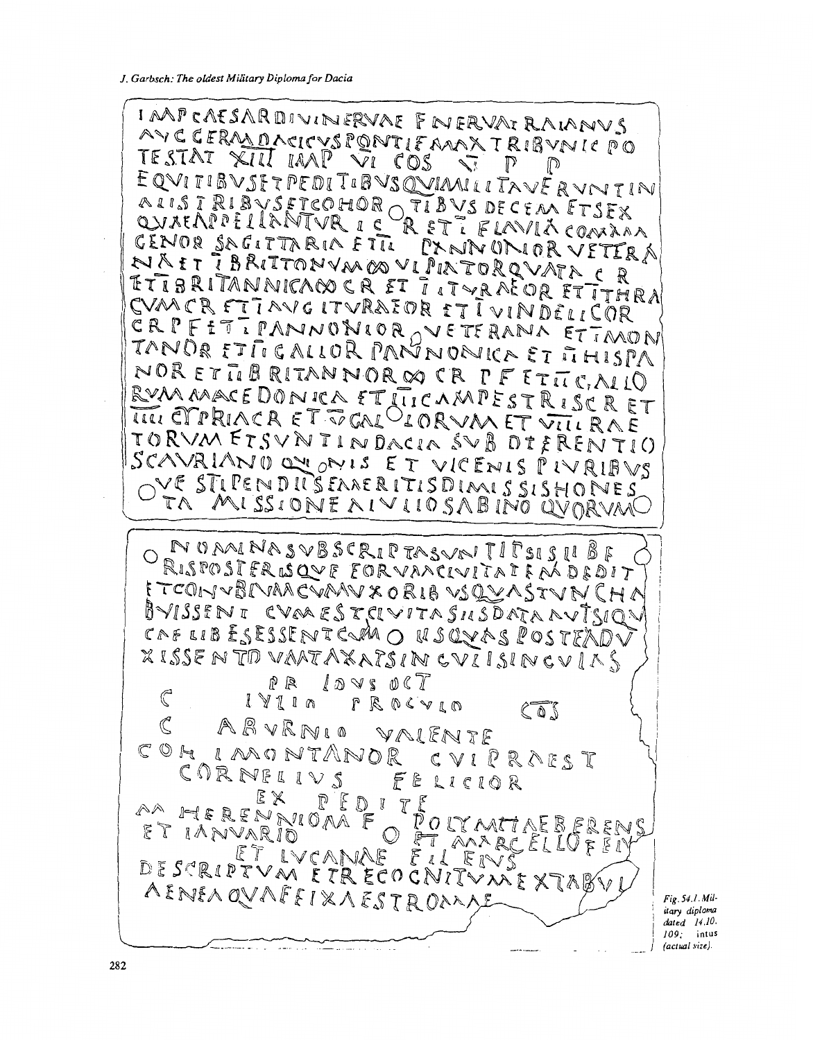IMP CAESAR DIVI NERVAE F NERVA TRAIANVS
AVG GERM DACICVS PONTIF MAX TRIBVNIC PO
TESTAT XIII IMP VI COS V P P
EQVITIBVS ET PEDITIBVS QVI MILITAVERVNT IN
ALIS TRIBVS ET COHORTIBVS DECEM ET SEX
QVAE APPELLANTVR I C R ET I FLAVIA COMMA
GENOR SAGITTARIA ET III PANNONIOR VETERA
NA ET I BRITTONVM ∞ VLPIA TORQVATA C R
ET I BRITANNICA ∞ C R ET I ITVRAEOR ET I THRA
CVM C R ET I AVG ITVRAEOR ET I VINDELICOR
C R P F ET I PANNONIOR VETERANA ET I MON
TANOR ET II GALLOR PANNONICA ET II HISPA
NOR ET II BRITANNOR ∞ C R P F ET III GALLO
RVM MACEDONICA ET IIII CAMPESTRIS C R ET
IIII CYPRIA C R ET V GALLORVM ET VIII RAE
TORVM ET SVNT IN DACIA SVB D TERENTIO
SCAVRIANO QVINIS ET VICENIS PLVRIBVS
VE STIPENDIIS EMERITIS DIMISSIS HONES
TA MISSIONE A IVLIO SABINO QVORVM

NOMINA SVBSCRIPTA SVNT IPSIS LIBE
RIS POSTERISQVE EORVM CIVITATEM DEDIT
ET CONVBIVM CVM VXORIBVS QVAS TVNC HA
BVISSENT CVM EST CIVITAS IIS DATA AVT SI QVI
CAELIBES ESSENT CVM IIS QVAS POSTEA DV
XISSENT DVMTAXAT SINGVLI SINGVLAS

PR IDVS OCT
C IVLIO PROCVLO COS
C ABVRNIO VALENTE
COH I MONTANOR CVI PRAEST
CORNELIVS FELICIOR
EX PEDITE
M HERENNIO M F POLYMITAE BERENS
ET IANVARIO F ET MARCELLO FIL
ET LVCANAE FIL EIVS
DESCRIPTVM ET RECOGNITVM EX TABVL
AENEA QVAE FIXA EST ROMAE

*Fig. 54.1. Military diploma dated 14.10.109; intus (actual size).*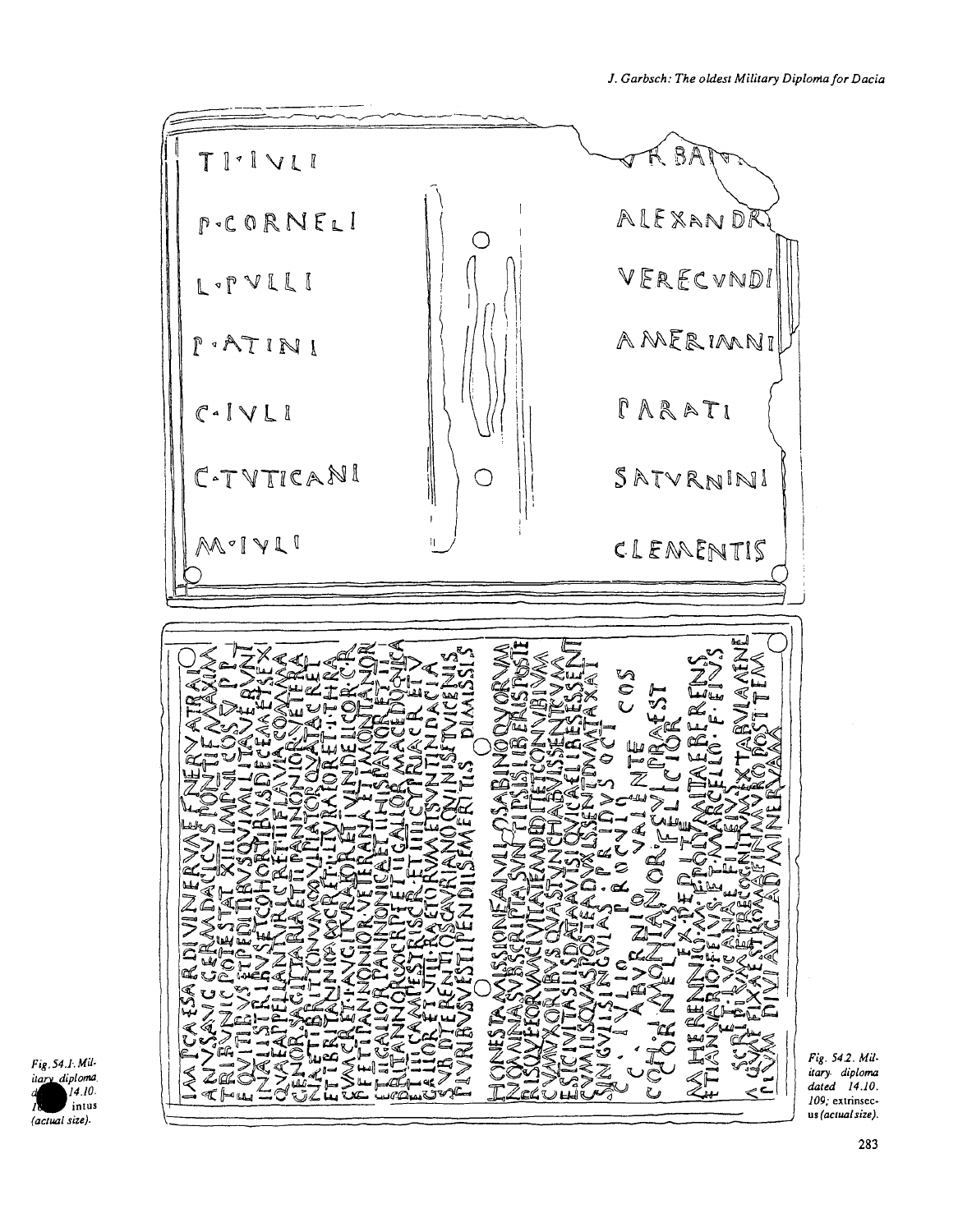Fig. 54.1: Military diploma dated 14.10. 109; intus (actual size).

Fig. 54.2. Military diploma dated 14.10. 109; extrinsecus (actual size).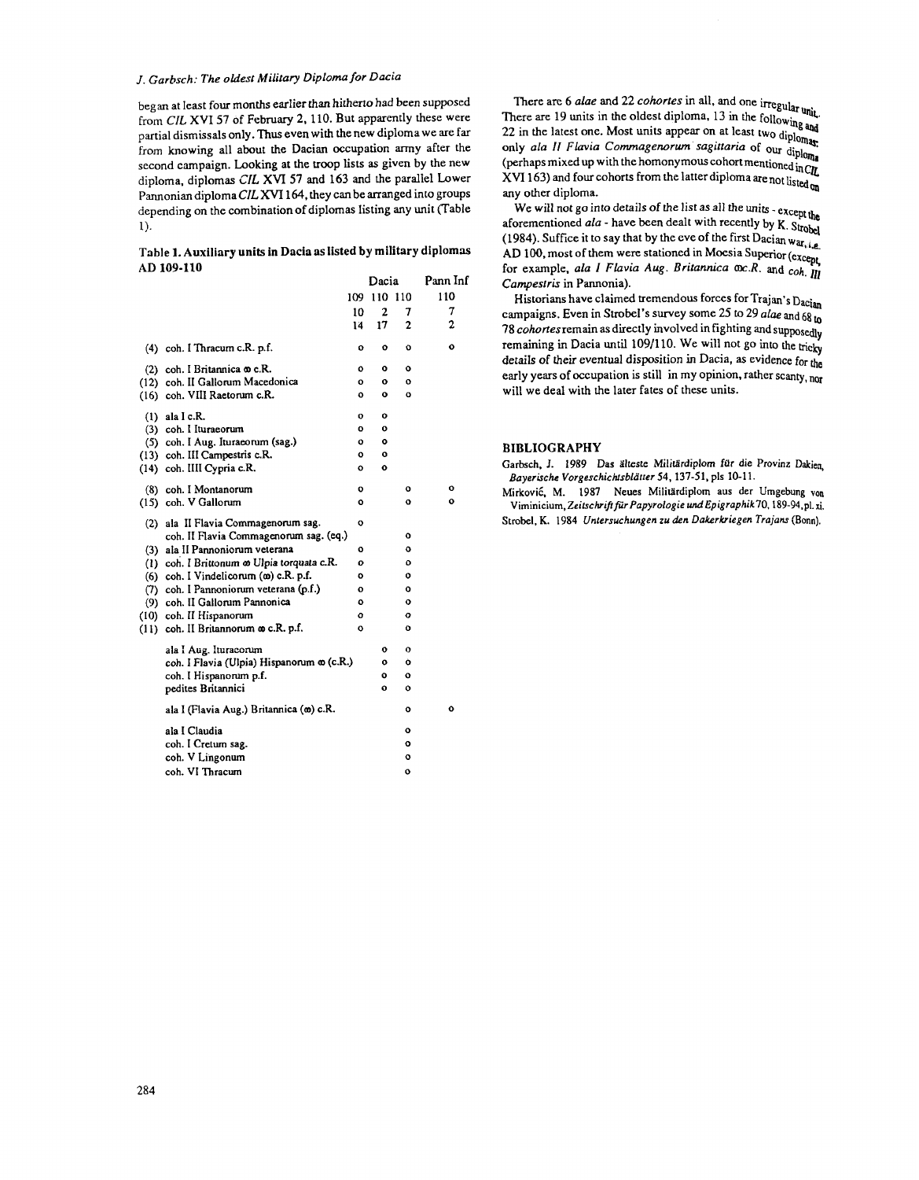began at least four months earlier than hitherto had been supposed from *CIL* XVI 57 of February 2, 110. But apparently these were partial dismissals only. Thus even with the new diploma we are far from knowing all about the Dacian occupation army after the second campaign. Looking at the troop lists as given by the new diploma, diplomas *CIL* XVI 57 and 163 and the parallel Lower Pannonian diploma *CIL* XVI 164, they can be arranged into groups depending on the combination of diplomas listing any unit (Table 1).

**Table 1. Auxiliary units in Dacia as listed by military diplomas AD 109-110**

| | | Dacia | | | Pann Inf |
|---|---|---|---|---|---|
| | | 109 | 110 | 110 | 110 |
| | | 10 | 2 | 7 | 7 |
| | | 14 | 17 | 2 | 2 |
| (4) | coh. I Thracum c.R. p.f. | o | o | o | o |
| (2) | coh. I Britannica ∞ c.R. | o | o | o | |
| (12) | coh. II Gallorum Macedonica | o | o | o | |
| (16) | coh. VIII Raetorum c.R. | o | o | o | |
| (1) | ala I c.R. | o | o | | |
| (3) | coh. I Ituraeorum | o | o | | |
| (5) | coh. I Aug. Ituraeorum (sag.) | o | o | | |
| (13) | coh. III Campestris c.R. | o | o | | |
| (14) | coh. IIII Cypria c.R. | o | o | | |
| (8) | coh. I Montanorum | o | | o | o |
| (15) | coh. V Gallorum | o | | o | o |
| (2) | ala II Flavia Commagenorum sag. | o | | | |
| | coh. II Flavia Commagenorum sag. (eq.) | | | o | |
| (3) | ala II Pannoniorum veterana | o | | o | |
| (1) | coh. I Brittonum ∞ Ulpia torquata c.R. | o | | o | |
| (6) | coh. I Vindelicorum (∞) c.R. p.f. | o | | o | |
| (7) | coh. I Pannoniorum veterana (p.f.) | o | | o | |
| (9) | coh. II Gallorum Pannonica | o | | o | |
| (10) | coh. II Hispanorum | o | | o | |
| (11) | coh. II Britannorum ∞ c.R. p.f. | o | | o | |
| | ala I Aug. Ituraeorum | | o | o | |
| | coh. I Flavia (Ulpia) Hispanorum ∞ (c.R.) | | o | o | |
| | coh. I Hispanorum p.f. | | o | o | |
| | pedites Britannici | | o | o | |
| | ala I (Flavia Aug.) Britannica (∞) c.R. | | | o | o |
| | ala I Claudia | | | o | |
| | coh. I Cretum sag. | | | o | |
| | coh. V Lingonum | | | o | |
| | coh. VI Thracum | | | o | |

There are 6 *alae* and 22 *cohortes* in all, and one irregular unit. There are 19 units in the oldest diploma, 13 in the following and 22 in the latest one. Most units appear on at least two diplomas: only *ala II Flavia Commagenorum sagittaria* of our diploma (perhaps mixed up with the homonymous cohort mentioned in *CIL* XVI 163) and four cohorts from the latter diploma are not listed on any other diploma.

We will not go into details of the list as all the units - except the aforementioned *ala* - have been dealt with recently by K. Strobel (1984). Suffice it to say that by the eve of the first Dacian war, i.e. AD 100, most of them were stationed in Moesia Superior (except, for example, *ala I Flavia Aug. Britannica* ∞c.R. and *coh. III Campestris* in Pannonia).

Historians have claimed tremendous forces for Trajan's Dacian campaigns. Even in Strobel's survey some 25 to 29 *alae* and 68 to 78 *cohortes* remain as directly involved in fighting and supposedly remaining in Dacia until 109/110. We will not go into the tricky details of their eventual disposition in Dacia, as evidence for the early years of occupation is still in my opinion, rather scanty, nor will we deal with the later fates of these units.

## BIBLIOGRAPHY

Garbsch, J. 1989 Das älteste Militärdiplom für die Provinz Dakien, *Bayerische Vorgeschichtsblätter* 54, 137-51, pls 10-11.

Mirković, M. 1987 Neues Militärdiplom aus der Umgebung von Viminicium, *Zeitschrift für Papyrologie und Epigraphik* 70, 189-94, pl. xi.

Strobel, K. 1984 *Untersuchungen zu den Dakerkriegen Trajans* (Bonn).